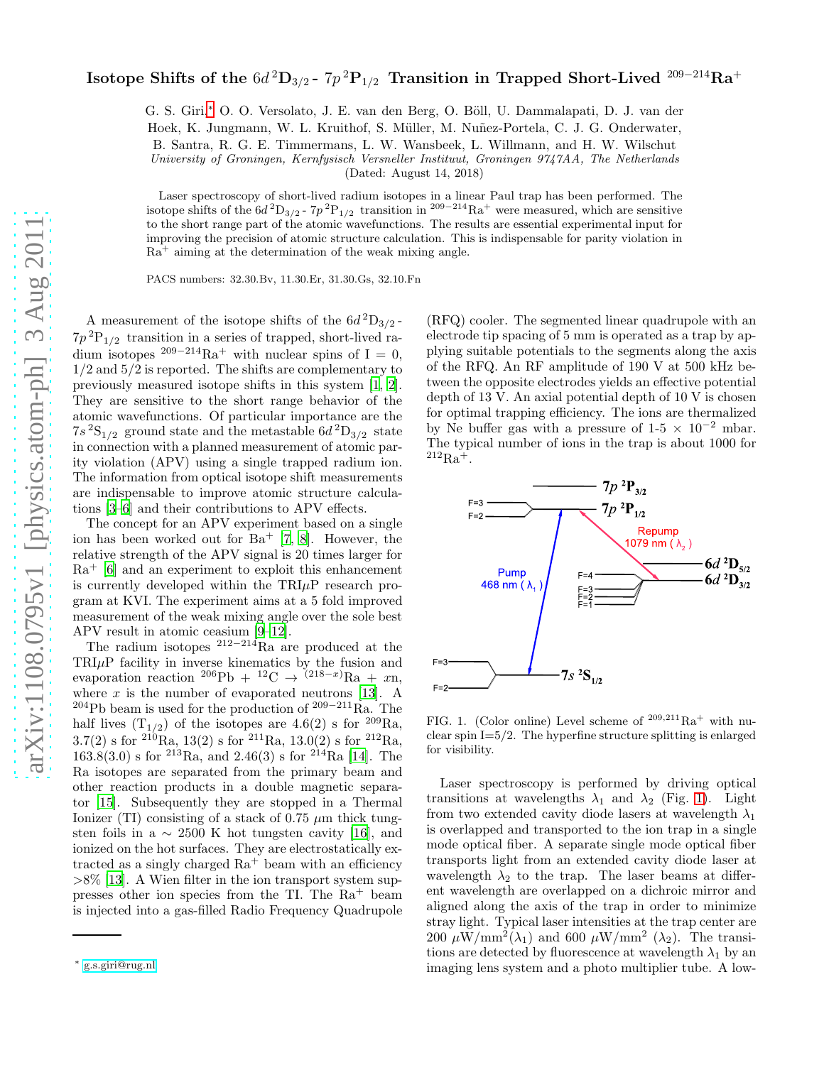# Isotope Shifts of the $6d\,^2D_{3/2}$ - $7p\,^2P_{1/2}$ Transition in Trapped Short-Lived $^{209-214}Ra^+$

G. S. Giri,* O. O. Versolato, J. E. van den Berg, O. Böll, U. Dammalapati, D. J. van der Hoek, K. Jungmann, W. L. Kruithof, S. Müller, M. Nuñez-Portela, C. J. G. Onderwater, B. Santra, R. G. E. Timmermans, L. W. Wansbeek, L. Willmann, and H. W. Wilschut

*University of Groningen, Kernfysisch Versneller Instituut, Groningen 9747AA, The Netherlands*

(Dated: August 14, 2018)

Laser spectroscopy of short-lived radium isotopes in a linear Paul trap has been performed. The isotope shifts of the $6d\,^2D_{3/2}$ - $7p\,^2P_{1/2}$ transition in $^{209-214}Ra^+$ were measured, which are sensitive to the short range part of the atomic wavefunctions. The results are essential experimental input for improving the precision of atomic structure calculation. This is indispensable for parity violation in $Ra^+$ aiming at the determination of the weak mixing angle.

PACS numbers: 32.30.Bv, 11.30.Er, 31.30.Gs, 32.10.Fn

A measurement of the isotope shifts of the $6d\,^2D_{3/2}$ - $7p\,^2P_{1/2}$ transition in a series of trapped, short-lived radium isotopes $^{209-214}Ra^+$ with nuclear spins of I = 0, 1/2 and 5/2 is reported. The shifts are complementary to previously measured isotope shifts in this system [1, 2]. They are sensitive to the short range behavior of the atomic wavefunctions. Of particular importance are the $7s\,^2S_{1/2}$ ground state and the metastable $6d\,^2D_{3/2}$ state in connection with a planned measurement of atomic parity violation (APV) using a single trapped radium ion. The information from optical isotope shift measurements are indispensable to improve atomic structure calculations [3–6] and their contributions to APV effects.

The concept for an APV experiment based on a single ion has been worked out for $Ba^+$ [7, 8]. However, the relative strength of the APV signal is 20 times larger for $Ra^+$ [6] and an experiment to exploit this enhancement is currently developed within the TRI$\mu$P research program at KVI. The experiment aims at a 5 fold improved measurement of the weak mixing angle over the sole best APV result in atomic ceasium [9–12].

The radium isotopes $^{212-214}Ra$ are produced at the TRI$\mu$P facility in inverse kinematics by the fusion and evaporation reaction $^{206}Pb$ + $^{12}C$ → $^{(218-x)}Ra$ + $x$n, where $x$ is the number of evaporated neutrons [13]. A $^{204}Pb$ beam is used for the production of $^{209-211}Ra$. The half lives ($T_{1/2}$) of the isotopes are 4.6(2) s for $^{209}Ra$, 3.7(2) s for $^{210}Ra$, 13(2) s for $^{211}Ra$, 13.0(2) s for $^{212}Ra$, 163.8(3.0) s for $^{213}Ra$, and 2.46(3) s for $^{214}Ra$ [14]. The Ra isotopes are separated from the primary beam and other reaction products in a double magnetic separator [15]. Subsequently they are stopped in a Thermal Ionizer (TI) consisting of a stack of 0.75 $\mu$m thick tungsten foils in a ~ 2500 K hot tungsten cavity [16], and ionized on the hot surfaces. They are electrostatically extracted as a singly charged $Ra^+$ beam with an efficiency >8% [13]. A Wien filter in the ion transport system suppresses other ion species from the TI. The $Ra^+$ beam is injected into a gas-filled Radio Frequency Quadrupole (RFQ) cooler. The segmented linear quadrupole with an electrode tip spacing of 5 mm is operated as a trap by applying suitable potentials to the segments along the axis of the RFQ. An RF amplitude of 190 V at 500 kHz between the opposite electrodes yields an effective potential depth of 13 V. An axial potential depth of 10 V is chosen for optimal trapping efficiency. The ions are thermalized by Ne buffer gas with a pressure of 1-5 × $10^{-2}$ mbar. The typical number of ions in the trap is about 1000 for $^{212}Ra^+$.

FIG. 1. (Color online) Level scheme of $^{209,211}Ra^+$ with nuclear spin I=5/2. The hyperfine structure splitting is enlarged for visibility.

Laser spectroscopy is performed by driving optical transitions at wavelengths $\lambda_1$ and $\lambda_2$ (Fig. 1). Light from two extended cavity diode lasers at wavelength $\lambda_1$ is overlapped and transported to the ion trap in a single mode optical fiber. A separate single mode optical fiber transports light from an extended cavity diode laser at wavelength $\lambda_2$ to the trap. The laser beams at different wavelength are overlapped on a dichroic mirror and aligned along the axis of the trap in order to minimize stray light. Typical laser intensities at the trap center are 200 $\mu W/mm^2$($\lambda_1$) and 600 $\mu W/mm^2$ ($\lambda_2$). The transitions are detected by fluorescence at wavelength $\lambda_1$ by an imaging lens system and a photo multiplier tube. A low-

* g.s.giri@rug.nl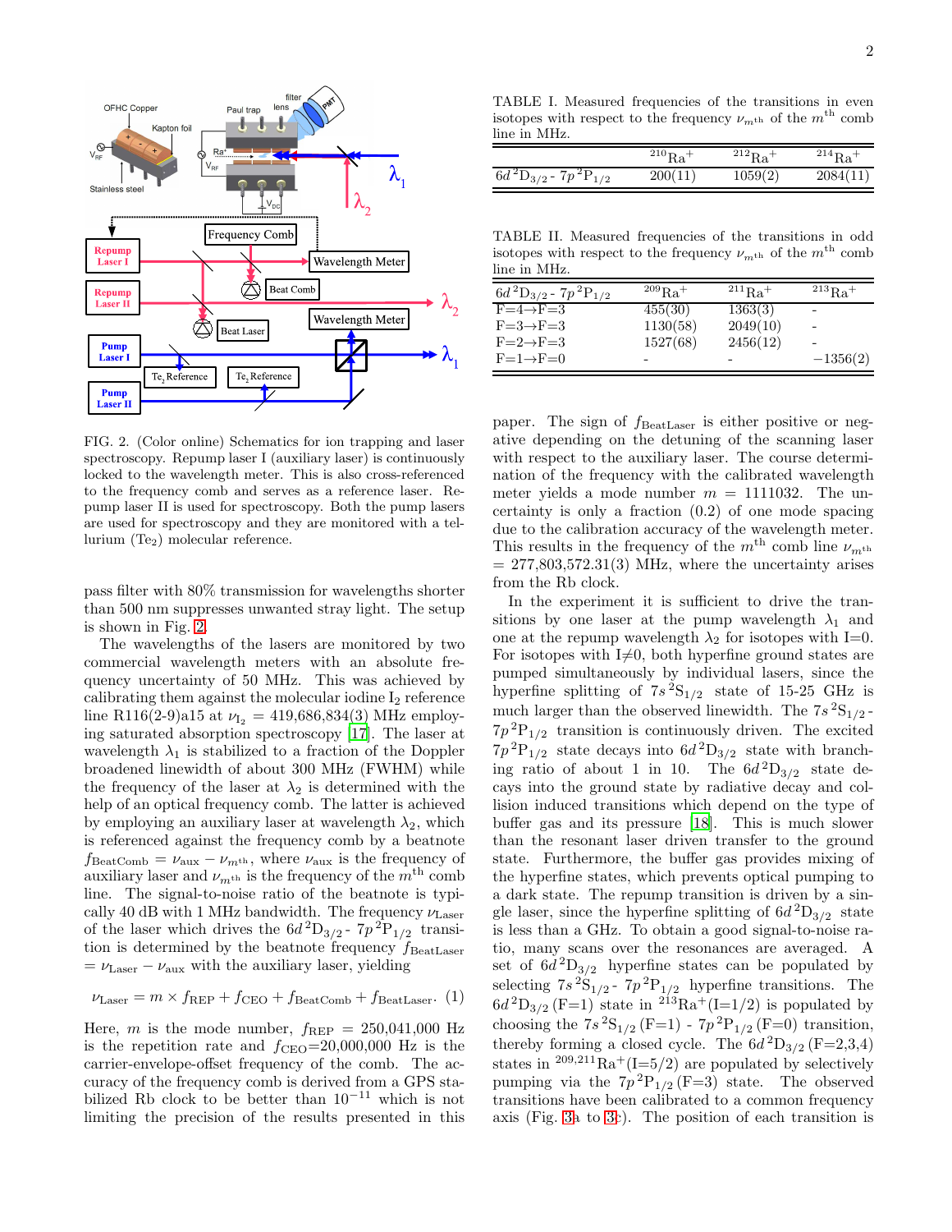FIG. 2. (Color online) Schematics for ion trapping and laser spectroscopy. Repump laser I (auxiliary laser) is continuously locked to the wavelength meter. This is also cross-referenced to the frequency comb and serves as a reference laser. Repump laser II is used for spectroscopy. Both the pump lasers are used for spectroscopy and they are monitored with a tellurium ($Te_2$) molecular reference.

pass filter with 80% transmission for wavelengths shorter than 500 nm suppresses unwanted stray light. The setup is shown in Fig. 2.

The wavelengths of the lasers are monitored by two commercial wavelength meters with an absolute frequency uncertainty of 50 MHz. This was achieved by calibrating them against the molecular iodine $I_2$ reference line R116(2-9)a15 at $\nu_{I_2}$ = 419,686,834(3) MHz employing saturated absorption spectroscopy [17]. The laser at wavelength $\lambda_1$ is stabilized to a fraction of the Doppler broadened linewidth of about 300 MHz (FWHM) while the frequency of the laser at $\lambda_2$ is determined with the help of an optical frequency comb. The latter is achieved by employing an auxiliary laser at wavelength $\lambda_2$, which is referenced against the frequency comb by a beatnote $f_{\rm BeatComb} = \nu_{\rm aux} - \nu_{m^{\rm th}}$, where $\nu_{\rm aux}$ is the frequency of auxiliary laser and $\nu_{m^{\rm th}}$ is the frequency of the $m^{\rm th}$ comb line. The signal-to-noise ratio of the beatnote is typically 40 dB with 1 MHz bandwidth. The frequency $\nu_{\rm Laser}$ of the laser which drives the $6d\,^2D_{3/2}$ - $7p\,^2P_{1/2}$ transition is determined by the beatnote frequency $f_{\rm BeatLaser}$ = $\nu_{\rm Laser} - \nu_{\rm aux}$ with the auxiliary laser, yielding

$$\nu_{\rm Laser} = m \times f_{\rm REP} + f_{\rm CEO} + f_{\rm BeatComb} + f_{\rm BeatLaser}. \quad (1)$$

Here, $m$ is the mode number, $f_{\rm REP}$ = 250,041,000 Hz is the repetition rate and $f_{\rm CEO}$=20,000,000 Hz is the carrier-envelope-offset frequency of the comb. The accuracy of the frequency comb is derived from a GPS stabilized Rb clock to be better than $10^{-11}$ which is not limiting the precision of the results presented in this paper. The sign of $f_{\rm BeatLaser}$ is either positive or negative depending on the detuning of the scanning laser with respect to the auxiliary laser. The course determination of the frequency with the calibrated wavelength meter yields a mode number $m$ = 1111032. The uncertainty is only a fraction (0.2) of one mode spacing due to the calibration accuracy of the wavelength meter. This results in the frequency of the $m^{\rm th}$ comb line $\nu_{m^{\rm th}}$ = 277,803,572.31(3) MHz, where the uncertainty arises from the Rb clock.

TABLE I. Measured frequencies of the transitions in even isotopes with respect to the frequency $\nu_{m^{\rm th}}$ of the $m^{\rm th}$ comb line in MHz.

| | $^{210}Ra^+$ | $^{212}Ra^+$ | $^{214}Ra^+$ |
|---|---|---|---|
| $6d\,^2D_{3/2}$ - $7p\,^2P_{1/2}$ | 200(11) | 1059(2) | 2084(11) |

TABLE II. Measured frequencies of the transitions in odd isotopes with respect to the frequency $\nu_{m^{\rm th}}$ of the $m^{\rm th}$ comb line in MHz.

| $6d\,^2D_{3/2}$ - $7p\,^2P_{1/2}$ | $^{209}Ra^+$ | $^{211}Ra^+$ | $^{213}Ra^+$ |
|---|---|---|---|
| F=4→F=3 | 455(30) | 1363(3) | - |
| F=3→F=3 | 1130(58) | 2049(10) | - |
| F=2→F=3 | 1527(68) | 2456(12) | - |
| F=1→F=0 | - | - | −1356(2) |

In the experiment it is sufficient to drive the transitions by one laser at the pump wavelength $\lambda_1$ and one at the repump wavelength $\lambda_2$ for isotopes with I=0. For isotopes with I≠0, both hyperfine ground states are pumped simultaneously by individual lasers, since the hyperfine splitting of $7s\,^2S_{1/2}$ state of 15-25 GHz is much larger than the observed linewidth. The $7s\,^2S_{1/2}$ - $7p\,^2P_{1/2}$ transition is continuously driven. The excited $7p\,^2P_{1/2}$ state decays into $6d\,^2D_{3/2}$ state with branching ratio of about 1 in 10. The $6d\,^2D_{3/2}$ state decays into the ground state by radiative decay and collision induced transitions which depend on the type of buffer gas and its pressure [18]. This is much slower than the resonant laser driven transfer to the ground state. Furthermore, the buffer gas provides mixing of the hyperfine states, which prevents optical pumping to a dark state. The repump transition is driven by a single laser, since the hyperfine splitting of $6d\,^2D_{3/2}$ state is less than a GHz. To obtain a good signal-to-noise ratio, many scans over the resonances are averaged. A set of $6d\,^2D_{3/2}$ hyperfine states can be populated by selecting $7s\,^2S_{1/2}$ - $7p\,^2P_{1/2}$ hyperfine transitions. The $6d\,^2D_{3/2}$ (F=1) state in $^{213}Ra^+$(I=1/2) is populated by choosing the $7s\,^2S_{1/2}$ (F=1) - $7p\,^2P_{1/2}$ (F=0) transition, thereby forming a closed cycle. The $6d\,^2D_{3/2}$ (F=2,3,4) states in $^{209,211}Ra^+$(I=5/2) are populated by selectively pumping via the $7p\,^2P_{1/2}$ (F=3) state. The observed transitions have been calibrated to a common frequency axis (Fig. 3a to 3c). The position of each transition is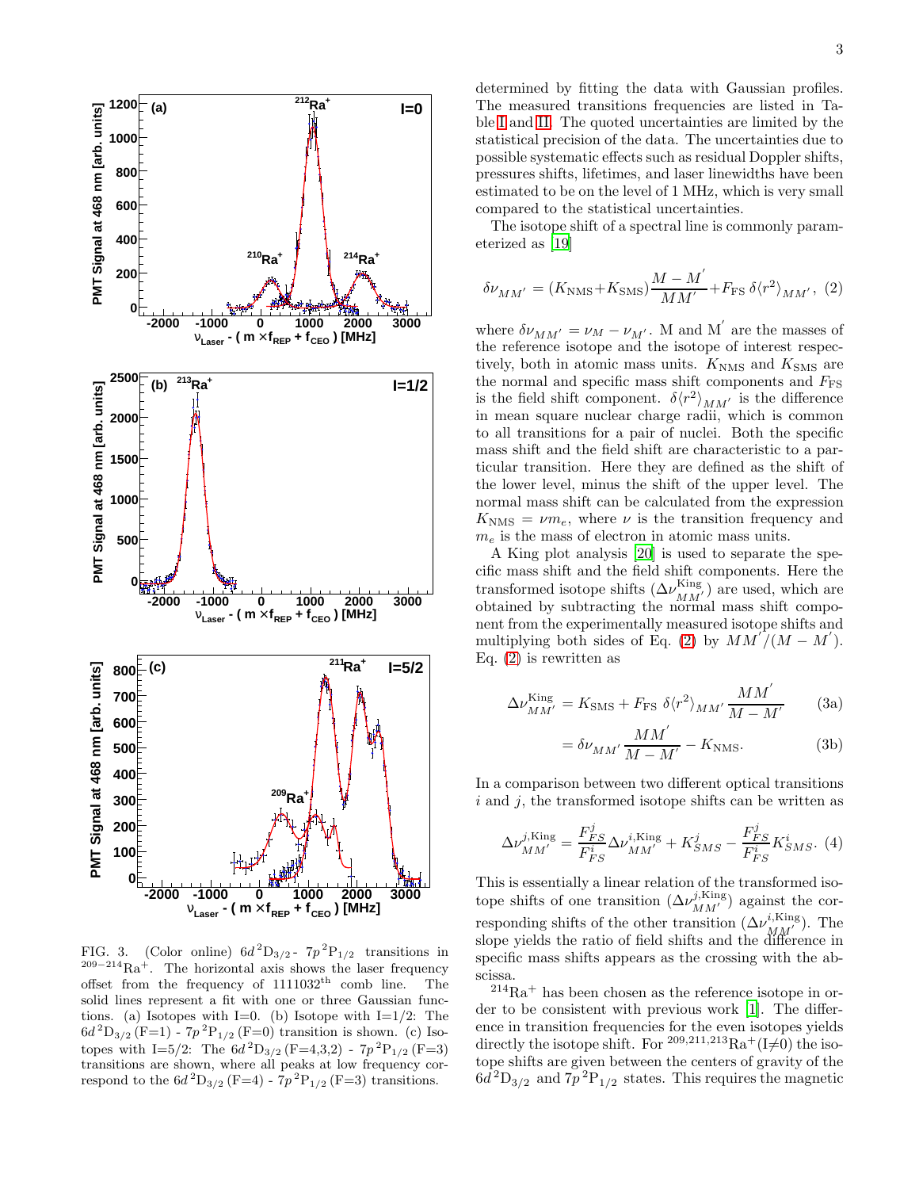FIG. 3. (Color online) $6d\,^2\mathrm{D}_{3/2}$ - $7p\,^2\mathrm{P}_{1/2}$ transitions in $^{209-214}\mathrm{Ra}^+$. The horizontal axis shows the laser frequency offset from the frequency of 1111032$^{\mathrm{th}}$ comb line. The solid lines represent a fit with one or three Gaussian functions. (a) Isotopes with I=0. (b) Isotope with I=1/2: The $6d\,^2\mathrm{D}_{3/2}\,(\mathrm{F}{=}1)$ - $7p\,^2\mathrm{P}_{1/2}\,(\mathrm{F}{=}0)$ transition is shown. (c) Isotopes with I=5/2: The $6d\,^2\mathrm{D}_{3/2}\,(\mathrm{F}{=}4,3,2)$ - $7p\,^2\mathrm{P}_{1/2}\,(\mathrm{F}{=}3)$ transitions are shown, where all peaks at low frequency correspond to the $6d\,^2\mathrm{D}_{3/2}\,(\mathrm{F}{=}4)$ - $7p\,^2\mathrm{P}_{1/2}\,(\mathrm{F}{=}3)$ transitions.

determined by fitting the data with Gaussian profiles. The measured transitions frequencies are listed in Table I and II. The quoted uncertainties are limited by the statistical precision of the data. The uncertainties due to possible systematic effects such as residual Doppler shifts, pressures shifts, lifetimes, and laser linewidths have been estimated to be on the level of 1 MHz, which is very small compared to the statistical uncertainties.

The isotope shift of a spectral line is commonly parameterized as [19]

$$\delta\nu_{MM'} = (K_{\mathrm{NMS}}+K_{\mathrm{SMS}})\frac{M-M'}{MM'}+F_{\mathrm{FS}}\,\delta\langle r^2\rangle_{MM'}, \quad (2)$$

where $\delta\nu_{MM'} = \nu_M - \nu_{M'}$. M and M$'$ are the masses of the reference isotope and the isotope of interest respectively, both in atomic mass units. $K_{\mathrm{NMS}}$ and $K_{\mathrm{SMS}}$ are the normal and specific mass shift components and $F_{\mathrm{FS}}$ is the field shift component. $\delta\langle r^2\rangle_{MM'}$ is the difference in mean square nuclear charge radii, which is common to all transitions for a pair of nuclei. Both the specific mass shift and the field shift are characteristic to a particular transition. Here they are defined as the shift of the lower level, minus the shift of the upper level. The normal mass shift can be calculated from the expression $K_{\mathrm{NMS}} = \nu m_e$, where $\nu$ is the transition frequency and $m_e$ is the mass of electron in atomic mass units.

A King plot analysis [20] is used to separate the specific mass shift and the field shift components. Here the transformed isotope shifts ($\Delta\nu^{\mathrm{King}}_{MM'}$) are used, which are obtained by subtracting the normal mass shift component from the experimentally measured isotope shifts and multiplying both sides of Eq. (2) by $MM'/(M-M')$. Eq. (2) is rewritten as

$$\Delta\nu^{\mathrm{King}}_{MM'} = K_{\mathrm{SMS}} + F_{\mathrm{FS}}\;\delta\langle r^2\rangle_{MM'}\frac{MM'}{M-M'} \quad (3a)$$

$$= \delta\nu_{MM'}\frac{MM'}{M-M'} - K_{\mathrm{NMS}}. \quad (3b)$$

In a comparison between two different optical transitions $i$ and $j$, the transformed isotope shifts can be written as

$$\Delta\nu^{j,\mathrm{King}}_{MM'} = \frac{F^j_{FS}}{F^i_{FS}}\Delta\nu^{i,\mathrm{King}}_{MM'} + K^j_{SMS} - \frac{F^j_{FS}}{F^i_{FS}}K^i_{SMS}. \quad (4)$$

This is essentially a linear relation of the transformed isotope shifts of one transition ($\Delta\nu^{j,\mathrm{King}}_{MM'}$) against the corresponding shifts of the other transition ($\Delta\nu^{i,\mathrm{King}}_{MM'}$). The slope yields the ratio of field shifts and the difference in specific mass shifts appears as the crossing with the abscissa.

$^{214}\mathrm{Ra}^+$ has been chosen as the reference isotope in order to be consistent with previous work [1]. The difference in transition frequencies for the even isotopes yields directly the isotope shift. For $^{209,211,213}\mathrm{Ra}^+(\mathrm{I}{\neq}0)$ the isotope shifts are given between the centers of gravity of the $6d\,^2\mathrm{D}_{3/2}$ and $7p\,^2\mathrm{P}_{1/2}$ states. This requires the magnetic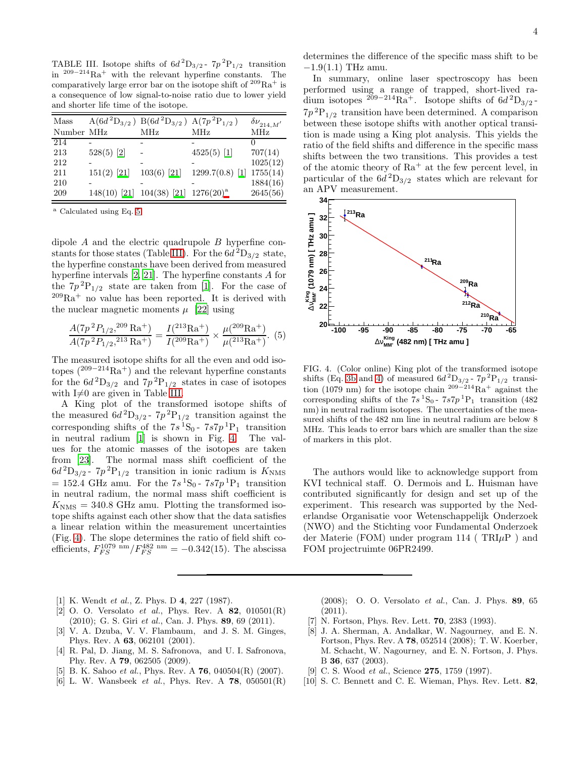TABLE III. Isotope shifts of $6d\,^2\mathrm{D}_{3/2}$ - $7p\,^2\mathrm{P}_{1/2}$ transition in $^{209-214}\mathrm{Ra}^+$ with the relevant hyperfine constants. The comparatively large error bar on the isotope shift of $^{209}\mathrm{Ra}^+$ is a consequence of low signal-to-noise ratio due to lower yield and shorter life time of the isotope.

| Mass Number | $A(6d\,^2\mathrm{D}_{3/2})$ MHz | $B(6d\,^2\mathrm{D}_{3/2})$ MHz | $A(7p\,^2\mathrm{P}_{1/2})$ MHz | $\delta\nu_{214,M'}$ MHz |
|---|---|---|---|---|
| 214 | - | - | - | 0 |
| 213 | 528(5) [2] | - | 4525(5) [1] | 707(14) |
| 212 | - | - | - | 1025(12) |
| 211 | 151(2) [21] | 103(6) [21] | 1299.7(0.8) [1] | 1755(14) |
| 210 | - | - | - | 1884(16) |
| 209 | 148(10) [21] | 104(38) [21] | 1276(20)[a] | 2645(56) |

[a] Calculated using Eq. 5

dipole $A$ and the electric quadrupole $B$ hyperfine constants for those states (Table III). For the $6d\,^2\mathrm{D}_{3/2}$ state, the hyperfine constants have been derived from measured hyperfine intervals [2, 21]. The hyperfine constants $A$ for the $7p\,^2\mathrm{P}_{1/2}$ state are taken from [1]. For the case of $^{209}\mathrm{Ra}^+$ no value has been reported. It is derived with the nuclear magnetic moments $\mu$ [22] using

$$\frac{A(7p\,^2P_{1/2},^{209}\mathrm{Ra}^+)}{A(7p\,^2P_{1/2},^{213}\mathrm{Ra}^+)} = \frac{I(^{213}\mathrm{Ra}^+)}{I(^{209}\mathrm{Ra}^+)} \times \frac{\mu(^{209}\mathrm{Ra}^+)}{\mu(^{213}\mathrm{Ra}^+)}. \quad (5)$$

The measured isotope shifts for all the even and odd isotopes ($^{209-214}\mathrm{Ra}^+$) and the relevant hyperfine constants for the $6d\,^2\mathrm{D}_{3/2}$ and $7p\,^2\mathrm{P}_{1/2}$ states in case of isotopes with I$\neq$0 are given in Table III.

A King plot of the transformed isotope shifts of the measured $6d\,^2\mathrm{D}_{3/2}$ - $7p\,^2\mathrm{P}_{1/2}$ transition against the corresponding shifts of the $7s\,^1\mathrm{S}_0$ - $7s7p\,^1\mathrm{P}_1$ transition in neutral radium [1] is shown in Fig. 4. The values for the atomic masses of the isotopes are taken from [23]. The normal mass shift coefficient of the $6d\,^2\mathrm{D}_{3/2}$ - $7p\,^2\mathrm{P}_{1/2}$ transition in ionic radium is $K_{\mathrm{NMS}}$ = 152.4 GHz amu. For the $7s\,^1\mathrm{S}_0$ - $7s7p\,^1\mathrm{P}_1$ transition in neutral radium, the normal mass shift coefficient is $K_{\mathrm{NMS}}$ = 340.8 GHz amu. Plotting the transformed isotope shifts against each other show that the data satisfies a linear relation within the measurement uncertainties (Fig. 4). The slope determines the ratio of field shift coefficients, $F_{FS}^{1079\ \mathrm{nm}}/F_{FS}^{482\ \mathrm{nm}} = -0.342(15)$. The abscissa determines the difference of the specific mass shift to be $-1.9(1.1)$ THz amu.

In summary, online laser spectroscopy has been performed using a range of trapped, short-lived radium isotopes $^{209-214}\mathrm{Ra}^+$. Isotope shifts of $6d\,^2\mathrm{D}_{3/2}$ - $7p\,^2\mathrm{P}_{1/2}$ transition have been determined. A comparison between these isotope shifts with another optical transition is made using a King plot analysis. This yields the ratio of the field shifts and difference in the specific mass shifts between the two transitions. This provides a test of the atomic theory of Ra$^+$ at the few percent level, in particular of the $6d\,^2\mathrm{D}_{3/2}$ states which are relevant for an APV measurement.

FIG. 4. (Color online) King plot of the transformed isotope shifts (Eq. 3b and 4) of measured $6d\,^2\mathrm{D}_{3/2}$ - $7p\,^2\mathrm{P}_{1/2}$ transition (1079 nm) for the isotope chain $^{209-214}\mathrm{Ra}^+$ against the corresponding shifts of the $7s\,^1\mathrm{S}_0$ - $7s7p\,^1\mathrm{P}_1$ transition (482 nm) in neutral radium isotopes. The uncertainties of the measured shifts of the 482 nm line in neutral radium are below 8 MHz. This leads to error bars which are smaller than the size of markers in this plot.

The authors would like to acknowledge support from KVI technical staff. O. Dermois and L. Huisman have contributed significantly for design and set up of the experiment. This research was supported by the Nederlandse Organisatie voor Wetenschappelijk Onderzoek (NWO) and the Stichting voor Fundamental Onderzoek der Materie (FOM) under program 114 ( TRI$\mu$P ) and FOM projectruimte 06PR2499.

---

[1] K. Wendt *et al.*, Z. Phys. D **4**, 227 (1987).

[2] O. O. Versolato *et al.*, Phys. Rev. A **82**, 010501(R) (2010); G. S. Giri *et al.*, Can. J. Phys. **89**, 69 (2011).

[3] V. A. Dzuba, V. V. Flambaum, and J. S. M. Ginges, Phys. Rev. A **63**, 062101 (2001).

[4] R. Pal, D. Jiang, M. S. Safronova, and U. I. Safronova, Phy. Rev. A **79**, 062505 (2009).

[5] B. K. Sahoo *et al.*, Phys. Rev. A **76**, 040504(R) (2007).

[6] L. W. Wansbeek *et al.*, Phys. Rev. A **78**, 050501(R) (2008); O. O. Versolato *et al.*, Can. J. Phys. **89**, 65 (2011).

[7] N. Fortson, Phys. Rev. Lett. **70**, 2383 (1993).

[8] J. A. Sherman, A. Andalkar, W. Nagourney, and E. N. Fortson, Phys. Rev. A **78**, 052514 (2008); T. W. Koerber, M. Schacht, W. Nagourney, and E. N. Fortson, J. Phys. B **36**, 637 (2003).

[9] C. S. Wood *et al.*, Science **275**, 1759 (1997).

[10] S. C. Bennett and C. E. Wieman, Phys. Rev. Lett. **82**,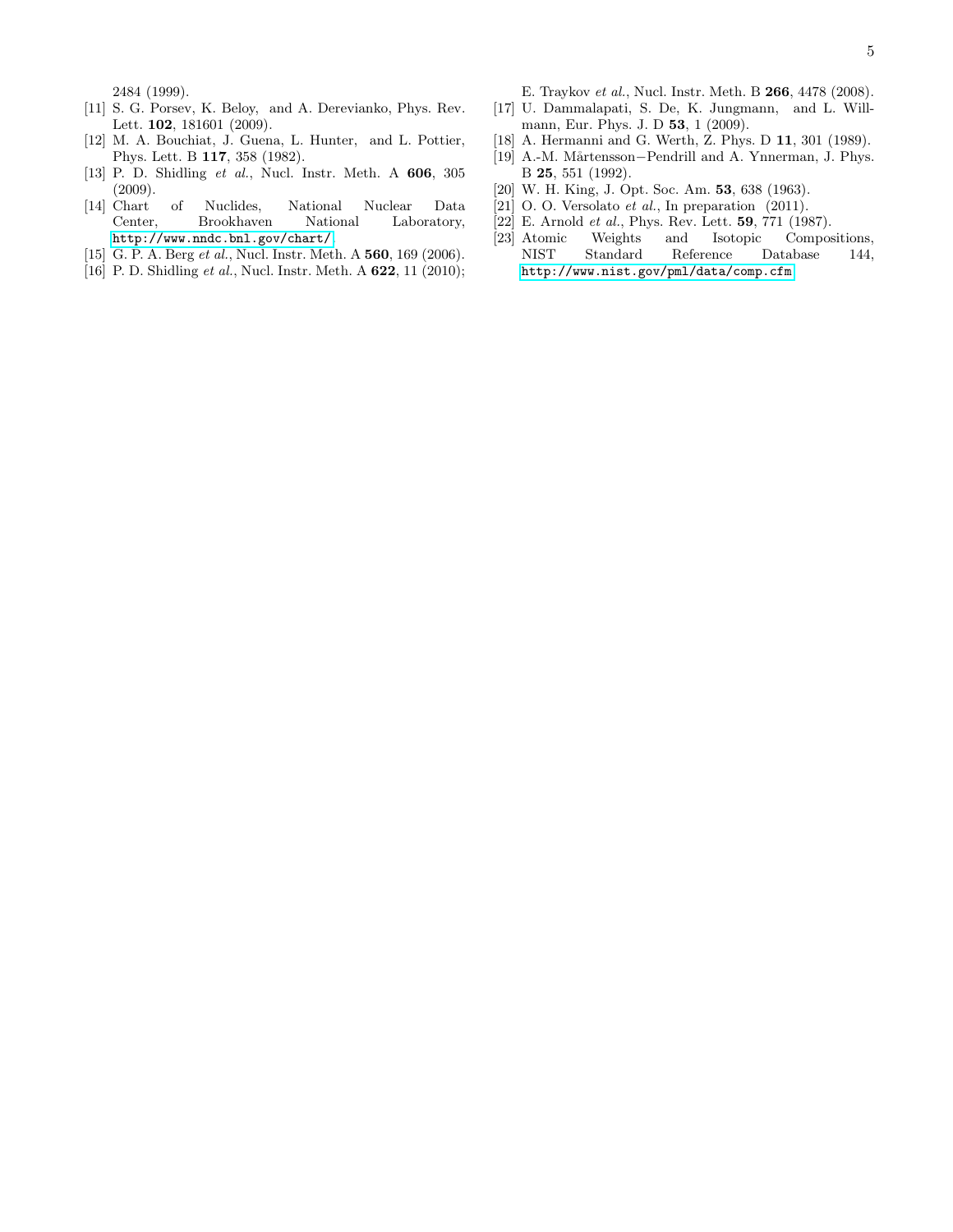2484 (1999).

[11] S. G. Porsev, K. Beloy, and A. Derevianko, Phys. Rev. Lett. **102**, 181601 (2009).

[12] M. A. Bouchiat, J. Guena, L. Hunter, and L. Pottier, Phys. Lett. B **117**, 358 (1982).

[13] P. D. Shidling *et al.*, Nucl. Instr. Meth. A **606**, 305 (2009).

[14] Chart of Nuclides, National Nuclear Data Center, Brookhaven National Laboratory, http://www.nndc.bnl.gov/chart/.

[15] G. P. A. Berg *et al.*, Nucl. Instr. Meth. A **560**, 169 (2006).

[16] P. D. Shidling *et al.*, Nucl. Instr. Meth. A **622**, 11 (2010); E. Traykov *et al.*, Nucl. Instr. Meth. B **266**, 4478 (2008).

[17] U. Dammalapati, S. De, K. Jungmann, and L. Willmann, Eur. Phys. J. D **53**, 1 (2009).

[18] A. Hermanni and G. Werth, Z. Phys. D **11**, 301 (1989).

[19] A.-M. Mårtensson−Pendrill and A. Ynnerman, J. Phys. B **25**, 551 (1992).

[20] W. H. King, J. Opt. Soc. Am. **53**, 638 (1963).

[21] O. O. Versolato *et al.*, In preparation (2011).

[22] E. Arnold *et al.*, Phys. Rev. Lett. **59**, 771 (1987).

[23] Atomic Weights and Isotopic Compositions, NIST Standard Reference Database 144, http://www.nist.gov/pml/data/comp.cfm.